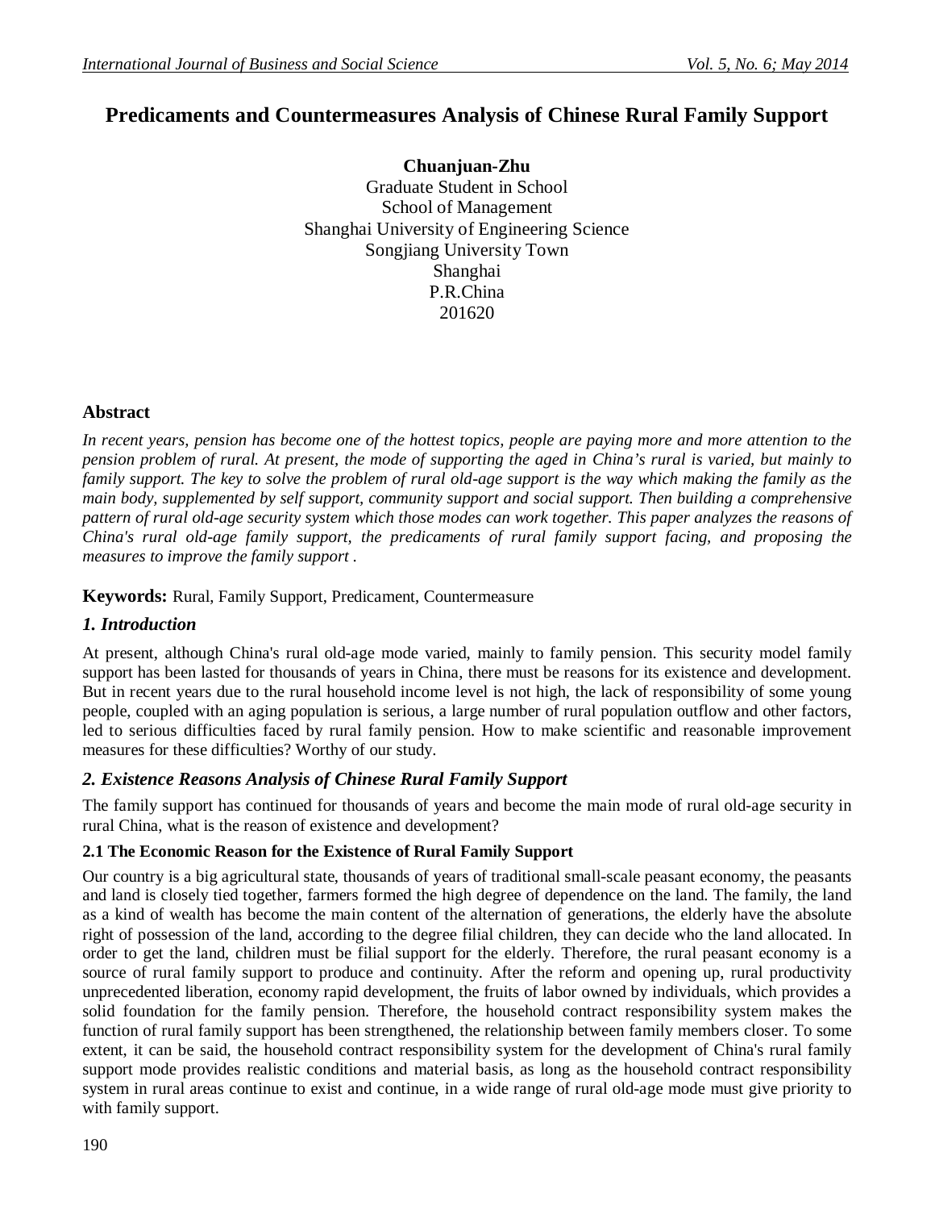# Predicaments and Countermeasures Analysis of Chinese Rural Family Support

**Chuanjuan-Zhu**
Graduate Student in School
School of Management
Shanghai University of Engineering Science
Songjiang University Town
Shanghai
P.R.China
201620

## Abstract

*In recent years, pension has become one of the hottest topics, people are paying more and more attention to the pension problem of rural. At present, the mode of supporting the aged in China's rural is varied, but mainly to family support. The key to solve the problem of rural old-age support is the way which making the family as the main body, supplemented by self support, community support and social support. Then building a comprehensive pattern of rural old-age security system which those modes can work together. This paper analyzes the reasons of China's rural old-age family support, the predicaments of rural family support facing, and proposing the measures to improve the family support .*

**Keywords:** Rural, Family Support, Predicament, Countermeasure

## *1. Introduction*

At present, although China's rural old-age mode varied, mainly to family pension. This security model family support has been lasted for thousands of years in China, there must be reasons for its existence and development. But in recent years due to the rural household income level is not high, the lack of responsibility of some young people, coupled with an aging population is serious, a large number of rural population outflow and other factors, led to serious difficulties faced by rural family pension. How to make scientific and reasonable improvement measures for these difficulties? Worthy of our study.

## *2. Existence Reasons Analysis of Chinese Rural Family Support*

The family support has continued for thousands of years and become the main mode of rural old-age security in rural China, what is the reason of existence and development?

### 2.1 The Economic Reason for the Existence of Rural Family Support

Our country is a big agricultural state, thousands of years of traditional small-scale peasant economy, the peasants and land is closely tied together, farmers formed the high degree of dependence on the land. The family, the land as a kind of wealth has become the main content of the alternation of generations, the elderly have the absolute right of possession of the land, according to the degree filial children, they can decide who the land allocated. In order to get the land, children must be filial support for the elderly. Therefore, the rural peasant economy is a source of rural family support to produce and continuity. After the reform and opening up, rural productivity unprecedented liberation, economy rapid development, the fruits of labor owned by individuals, which provides a solid foundation for the family pension. Therefore, the household contract responsibility system makes the function of rural family support has been strengthened, the relationship between family members closer. To some extent, it can be said, the household contract responsibility system for the development of China's rural family support mode provides realistic conditions and material basis, as long as the household contract responsibility system in rural areas continue to exist and continue, in a wide range of rural old-age mode must give priority to with family support.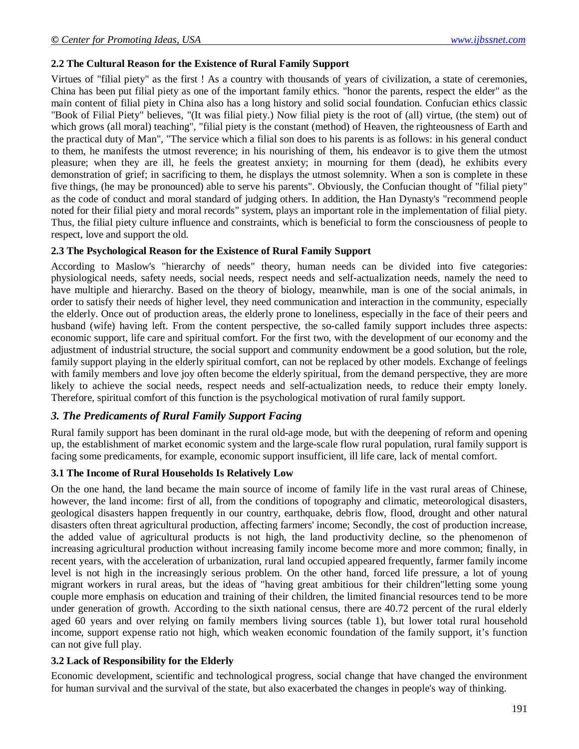### 2.2 The Cultural Reason for the Existence of Rural Family Support

Virtues of "filial piety" as the first ! As a country with thousands of years of civilization, a state of ceremonies, China has been put filial piety as one of the important family ethics. "honor the parents, respect the elder" as the main content of filial piety in China also has a long history and solid social foundation. Confucian ethics classic "Book of Filial Piety" believes, "(It was filial piety.) Now filial piety is the root of (all) virtue, (the stem) out of which grows (all moral) teaching", "filial piety is the constant (method) of Heaven, the righteousness of Earth and the practical duty of Man", "The service which a filial son does to his parents is as follows: in his general conduct to them, he manifests the utmost reverence; in his nourishing of them, his endeavor is to give them the utmost pleasure; when they are ill, he feels the greatest anxiety; in mourning for them (dead), he exhibits every demonstration of grief; in sacrificing to them, he displays the utmost solemnity. When a son is complete in these five things, (he may be pronounced) able to serve his parents". Obviously, the Confucian thought of "filial piety" as the code of conduct and moral standard of judging others. In addition, the Han Dynasty's "recommend people noted for their filial piety and moral records" system, plays an important role in the implementation of filial piety. Thus, the filial piety culture influence and constraints, which is beneficial to form the consciousness of people to respect, love and support the old.

### 2.3 The Psychological Reason for the Existence of Rural Family Support

According to Maslow's "hierarchy of needs" theory, human needs can be divided into five categories: physiological needs, safety needs, social needs, respect needs and self-actualization needs, namely the need to have multiple and hierarchy. Based on the theory of biology, meanwhile, man is one of the social animals, in order to satisfy their needs of higher level, they need communication and interaction in the community, especially the elderly. Once out of production areas, the elderly prone to loneliness, especially in the face of their peers and husband (wife) having left. From the content perspective, the so-called family support includes three aspects: economic support, life care and spiritual comfort. For the first two, with the development of our economy and the adjustment of industrial structure, the social support and community endowment be a good solution, but the role, family support playing in the elderly spiritual comfort, can not be replaced by other models. Exchange of feelings with family members and love joy often become the elderly spiritual, from the demand perspective, they are more likely to achieve the social needs, respect needs and self-actualization needs, to reduce their empty lonely. Therefore, spiritual comfort of this function is the psychological motivation of rural family support.

## *3. The Predicaments of Rural Family Support Facing*

Rural family support has been dominant in the rural old-age mode, but with the deepening of reform and opening up, the establishment of market economic system and the large-scale flow rural population, rural family support is facing some predicaments, for example, economic support insufficient, ill life care, lack of mental comfort.

### 3.1 The Income of Rural Households Is Relatively Low

On the one hand, the land became the main source of income of family life in the vast rural areas of Chinese, however, the land income: first of all, from the conditions of topography and climatic, meteorological disasters, geological disasters happen frequently in our country, earthquake, debris flow, flood, drought and other natural disasters often threat agricultural production, affecting farmers' income; Secondly, the cost of production increase, the added value of agricultural products is not high, the land productivity decline, so the phenomenon of increasing agricultural production without increasing family income become more and more common; finally, in recent years, with the acceleration of urbanization, rural land occupied appeared frequently, farmer family income level is not high in the increasingly serious problem. On the other hand, forced life pressure, a lot of young migrant workers in rural areas, but the ideas of "having great ambitious for their children"letting some young couple more emphasis on education and training of their children, the limited financial resources tend to be more under generation of growth. According to the sixth national census, there are 40.72 percent of the rural elderly aged 60 years and over relying on family members living sources (table 1), but lower total rural household income, support expense ratio not high, which weaken economic foundation of the family support, it's function can not give full play.

### 3.2 Lack of Responsibility for the Elderly

Economic development, scientific and technological progress, social change that have changed the environment for human survival and the survival of the state, but also exacerbated the changes in people's way of thinking.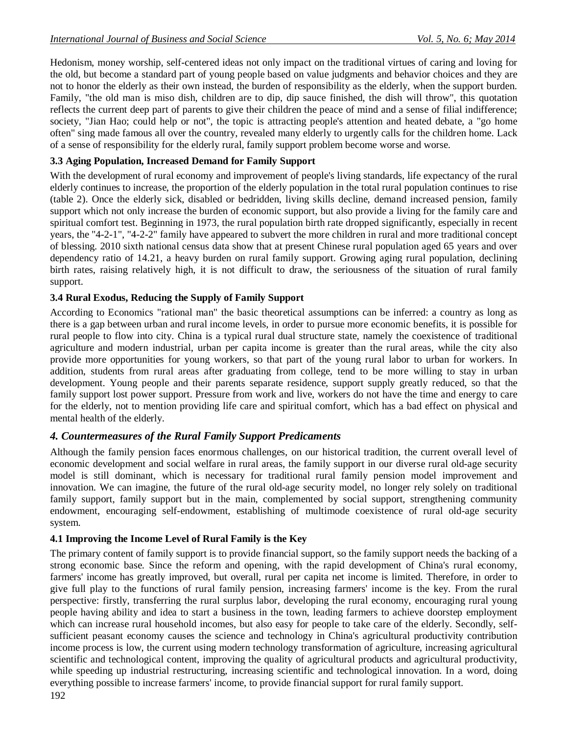Hedonism, money worship, self-centered ideas not only impact on the traditional virtues of caring and loving for the old, but become a standard part of young people based on value judgments and behavior choices and they are not to honor the elderly as their own instead, the burden of responsibility as the elderly, when the support burden. Family, "the old man is miso dish, children are to dip, dip sauce finished, the dish will throw", this quotation reflects the current deep part of parents to give their children the peace of mind and a sense of filial indifference; society, "Jian Hao; could help or not", the topic is attracting people's attention and heated debate, a "go home often" sing made famous all over the country, revealed many elderly to urgently calls for the children home. Lack of a sense of responsibility for the elderly rural, family support problem become worse and worse.

### 3.3 Aging Population, Increased Demand for Family Support

With the development of rural economy and improvement of people's living standards, life expectancy of the rural elderly continues to increase, the proportion of the elderly population in the total rural population continues to rise (table 2). Once the elderly sick, disabled or bedridden, living skills decline, demand increased pension, family support which not only increase the burden of economic support, but also provide a living for the family care and spiritual comfort test. Beginning in 1973, the rural population birth rate dropped significantly, especially in recent years, the "4-2-1", "4-2-2" family have appeared to subvert the more children in rural and more traditional concept of blessing. 2010 sixth national census data show that at present Chinese rural population aged 65 years and over dependency ratio of 14.21, a heavy burden on rural family support. Growing aging rural population, declining birth rates, raising relatively high, it is not difficult to draw, the seriousness of the situation of rural family support.

### 3.4 Rural Exodus, Reducing the Supply of Family Support

According to Economics "rational man" the basic theoretical assumptions can be inferred: a country as long as there is a gap between urban and rural income levels, in order to pursue more economic benefits, it is possible for rural people to flow into city. China is a typical rural dual structure state, namely the coexistence of traditional agriculture and modern industrial, urban per capita income is greater than the rural areas, while the city also provide more opportunities for young workers, so that part of the young rural labor to urban for workers. In addition, students from rural areas after graduating from college, tend to be more willing to stay in urban development. Young people and their parents separate residence, support supply greatly reduced, so that the family support lost power support. Pressure from work and live, workers do not have the time and energy to care for the elderly, not to mention providing life care and spiritual comfort, which has a bad effect on physical and mental health of the elderly.

## *4. Countermeasures of the Rural Family Support Predicaments*

Although the family pension faces enormous challenges, on our historical tradition, the current overall level of economic development and social welfare in rural areas, the family support in our diverse rural old-age security model is still dominant, which is necessary for traditional rural family pension model improvement and innovation. We can imagine, the future of the rural old-age security model, no longer rely solely on traditional family support, family support but in the main, complemented by social support, strengthening community endowment, encouraging self-endowment, establishing of multimode coexistence of rural old-age security system.

### 4.1 Improving the Income Level of Rural Family is the Key

The primary content of family support is to provide financial support, so the family support needs the backing of a strong economic base. Since the reform and opening, with the rapid development of China's rural economy, farmers' income has greatly improved, but overall, rural per capita net income is limited. Therefore, in order to give full play to the functions of rural family pension, increasing farmers' income is the key. From the rural perspective: firstly, transferring the rural surplus labor, developing the rural economy, encouraging rural young people having ability and idea to start a business in the town, leading farmers to achieve doorstep employment which can increase rural household incomes, but also easy for people to take care of the elderly. Secondly, self-sufficient peasant economy causes the science and technology in China's agricultural productivity contribution income process is low, the current using modern technology transformation of agriculture, increasing agricultural scientific and technological content, improving the quality of agricultural products and agricultural productivity, while speeding up industrial restructuring, increasing scientific and technological innovation. In a word, doing everything possible to increase farmers' income, to provide financial support for rural family support.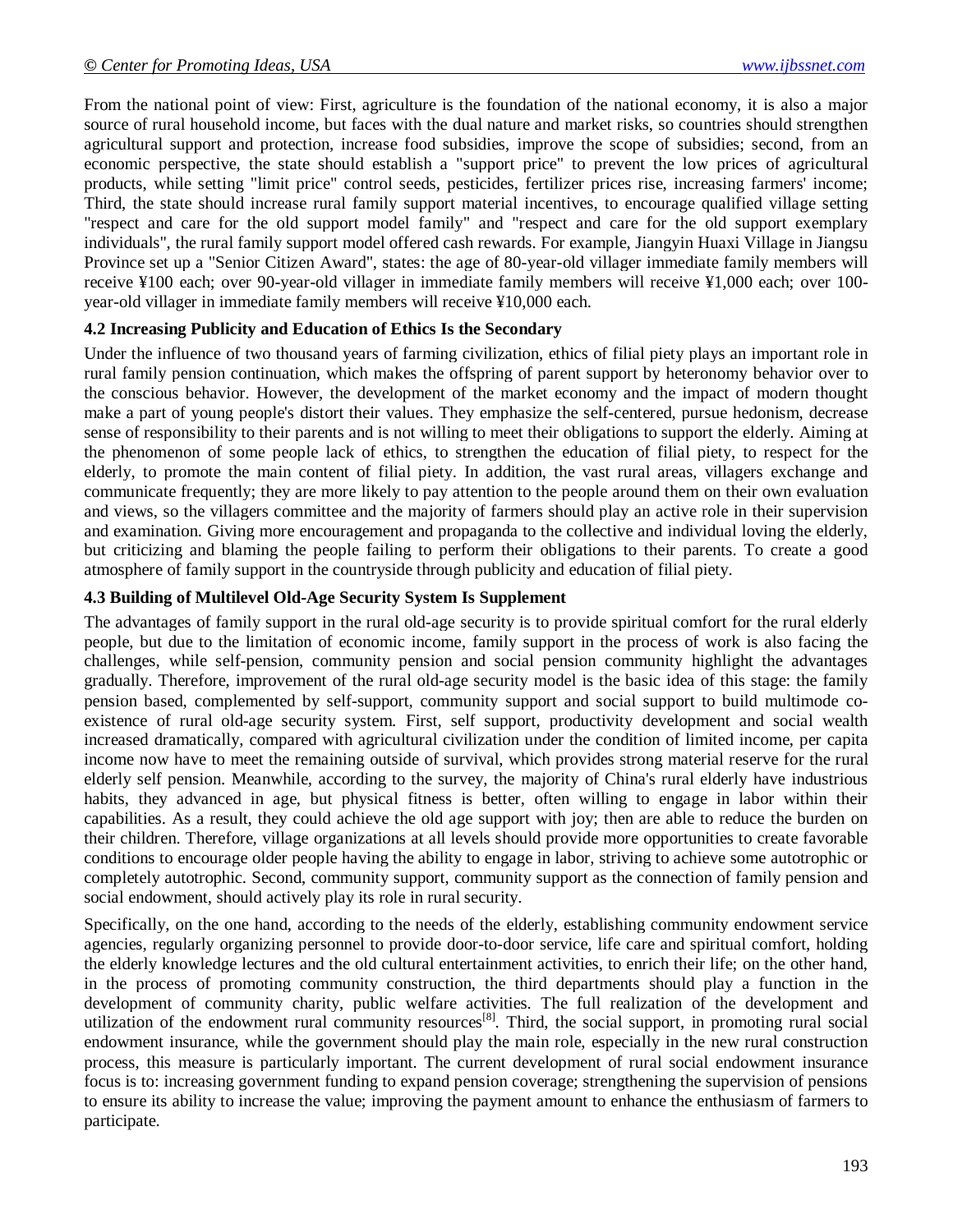From the national point of view: First, agriculture is the foundation of the national economy, it is also a major source of rural household income, but faces with the dual nature and market risks, so countries should strengthen agricultural support and protection, increase food subsidies, improve the scope of subsidies; second, from an economic perspective, the state should establish a "support price" to prevent the low prices of agricultural products, while setting "limit price" control seeds, pesticides, fertilizer prices rise, increasing farmers' income; Third, the state should increase rural family support material incentives, to encourage qualified village setting "respect and care for the old support model family" and "respect and care for the old support exemplary individuals", the rural family support model offered cash rewards. For example, Jiangyin Huaxi Village in Jiangsu Province set up a "Senior Citizen Award", states: the age of 80-year-old villager immediate family members will receive ¥100 each; over 90-year-old villager in immediate family members will receive ¥1,000 each; over 100-year-old villager in immediate family members will receive ¥10,000 each.

### 4.2 Increasing Publicity and Education of Ethics Is the Secondary

Under the influence of two thousand years of farming civilization, ethics of filial piety plays an important role in rural family pension continuation, which makes the offspring of parent support by heteronomy behavior over to the conscious behavior. However, the development of the market economy and the impact of modern thought make a part of young people's distort their values. They emphasize the self-centered, pursue hedonism, decrease sense of responsibility to their parents and is not willing to meet their obligations to support the elderly. Aiming at the phenomenon of some people lack of ethics, to strengthen the education of filial piety, to respect for the elderly, to promote the main content of filial piety. In addition, the vast rural areas, villagers exchange and communicate frequently; they are more likely to pay attention to the people around them on their own evaluation and views, so the villagers committee and the majority of farmers should play an active role in their supervision and examination. Giving more encouragement and propaganda to the collective and individual loving the elderly, but criticizing and blaming the people failing to perform their obligations to their parents. To create a good atmosphere of family support in the countryside through publicity and education of filial piety.

### 4.3 Building of Multilevel Old-Age Security System Is Supplement

The advantages of family support in the rural old-age security is to provide spiritual comfort for the rural elderly people, but due to the limitation of economic income, family support in the process of work is also facing the challenges, while self-pension, community pension and social pension community highlight the advantages gradually. Therefore, improvement of the rural old-age security model is the basic idea of this stage: the family pension based, complemented by self-support, community support and social support to build multimode co-existence of rural old-age security system. First, self support, productivity development and social wealth increased dramatically, compared with agricultural civilization under the condition of limited income, per capita income now have to meet the remaining outside of survival, which provides strong material reserve for the rural elderly self pension. Meanwhile, according to the survey, the majority of China's rural elderly have industrious habits, they advanced in age, but physical fitness is better, often willing to engage in labor within their capabilities. As a result, they could achieve the old age support with joy; then are able to reduce the burden on their children. Therefore, village organizations at all levels should provide more opportunities to create favorable conditions to encourage older people having the ability to engage in labor, striving to achieve some autotrophic or completely autotrophic. Second, community support, community support as the connection of family pension and social endowment, should actively play its role in rural security.

Specifically, on the one hand, according to the needs of the elderly, establishing community endowment service agencies, regularly organizing personnel to provide door-to-door service, life care and spiritual comfort, holding the elderly knowledge lectures and the old cultural entertainment activities, to enrich their life; on the other hand, in the process of promoting community construction, the third departments should play a function in the development of community charity, public welfare activities. The full realization of the development and utilization of the endowment rural community resources[8]. Third, the social support, in promoting rural social endowment insurance, while the government should play the main role, especially in the new rural construction process, this measure is particularly important. The current development of rural social endowment insurance focus is to: increasing government funding to expand pension coverage; strengthening the supervision of pensions to ensure its ability to increase the value; improving the payment amount to enhance the enthusiasm of farmers to participate.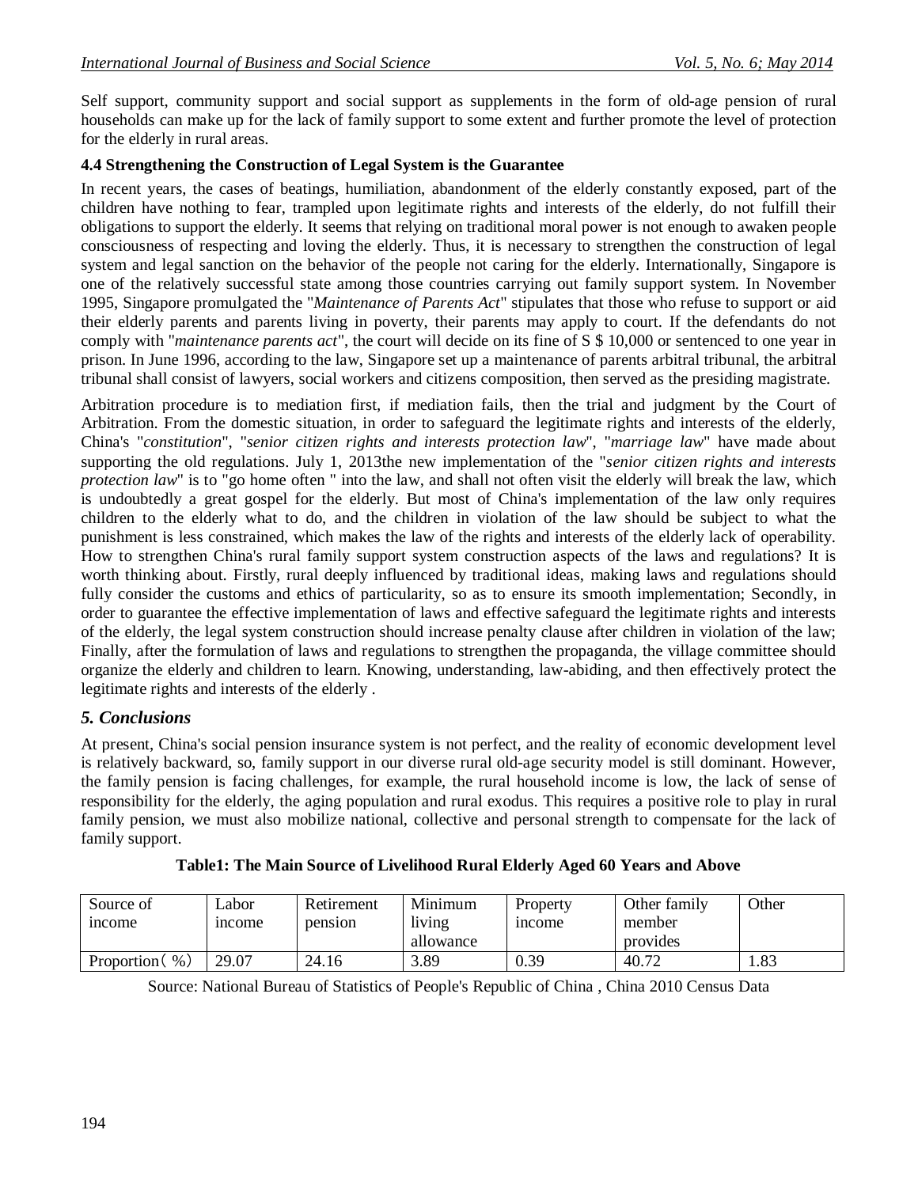Self support, community support and social support as supplements in the form of old-age pension of rural households can make up for the lack of family support to some extent and further promote the level of protection for the elderly in rural areas.

### 4.4 Strengthening the Construction of Legal System is the Guarantee

In recent years, the cases of beatings, humiliation, abandonment of the elderly constantly exposed, part of the children have nothing to fear, trampled upon legitimate rights and interests of the elderly, do not fulfill their obligations to support the elderly. It seems that relying on traditional moral power is not enough to awaken people consciousness of respecting and loving the elderly. Thus, it is necessary to strengthen the construction of legal system and legal sanction on the behavior of the people not caring for the elderly. Internationally, Singapore is one of the relatively successful state among those countries carrying out family support system. In November 1995, Singapore promulgated the "*Maintenance of Parents Act*" stipulates that those who refuse to support or aid their elderly parents and parents living in poverty, their parents may apply to court. If the defendants do not comply with "*maintenance parents act*", the court will decide on its fine of S $ 10,000 or sentenced to one year in prison. In June 1996, according to the law, Singapore set up a maintenance of parents arbitral tribunal, the arbitral tribunal shall consist of lawyers, social workers and citizens composition, then served as the presiding magistrate.

Arbitration procedure is to mediation first, if mediation fails, then the trial and judgment by the Court of Arbitration. From the domestic situation, in order to safeguard the legitimate rights and interests of the elderly, China's "*constitution*", "*senior citizen rights and interests protection law*", "*marriage law*" have made about supporting the old regulations. July 1, 2013the new implementation of the "*senior citizen rights and interests protection law*" is to "go home often " into the law, and shall not often visit the elderly will break the law, which is undoubtedly a great gospel for the elderly. But most of China's implementation of the law only requires children to the elderly what to do, and the children in violation of the law should be subject to what the punishment is less constrained, which makes the law of the rights and interests of the elderly lack of operability. How to strengthen China's rural family support system construction aspects of the laws and regulations? It is worth thinking about. Firstly, rural deeply influenced by traditional ideas, making laws and regulations should fully consider the customs and ethics of particularity, so as to ensure its smooth implementation; Secondly, in order to guarantee the effective implementation of laws and effective safeguard the legitimate rights and interests of the elderly, the legal system construction should increase penalty clause after children in violation of the law; Finally, after the formulation of laws and regulations to strengthen the propaganda, the village committee should organize the elderly and children to learn. Knowing, understanding, law-abiding, and then effectively protect the legitimate rights and interests of the elderly .

## *5. Conclusions*

At present, China's social pension insurance system is not perfect, and the reality of economic development level is relatively backward, so, family support in our diverse rural old-age security model is still dominant. However, the family pension is facing challenges, for example, the rural household income is low, the lack of sense of responsibility for the elderly, the aging population and rural exodus. This requires a positive role to play in rural family pension, we must also mobilize national, collective and personal strength to compensate for the lack of family support.

**Table1: The Main Source of Livelihood Rural Elderly Aged 60 Years and Above**

| Source of income | Labor income | Retirement pension | Minimum living allowance | Property income | Other family member provides | Other |
|---|---|---|---|---|---|---|
| Proportion（%） | 29.07 | 24.16 | 3.89 | 0.39 | 40.72 | 1.83 |

Source: National Bureau of Statistics of People's Republic of China , China 2010 Census Data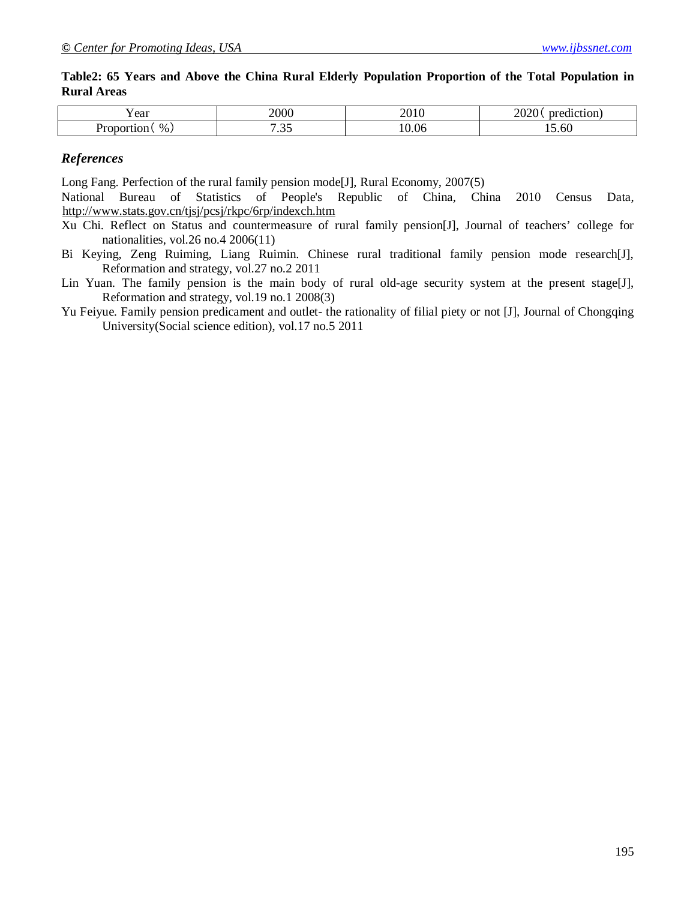**Table2: 65 Years and Above the China Rural Elderly Population Proportion of the Total Population in Rural Areas**

| Year | 2000 | 2010 | 2020（ prediction) |
|---|---|---|---|
| Proportion（ %） | 7.35 | 10.06 | 15.60 |

## *References*

Long Fang. Perfection of the rural family pension mode[J], Rural Economy, 2007(5)

National Bureau of Statistics of People's Republic of China, China 2010 Census Data, http://www.stats.gov.cn/tjsj/pcsj/rkpc/6rp/indexch.htm

Xu Chi. Reflect on Status and countermeasure of rural family pension[J], Journal of teachers' college for nationalities, vol.26 no.4 2006(11)

Bi Keying, Zeng Ruiming, Liang Ruimin. Chinese rural traditional family pension mode research[J], Reformation and strategy, vol.27 no.2 2011

Lin Yuan. The family pension is the main body of rural old-age security system at the present stage[J], Reformation and strategy, vol.19 no.1 2008(3)

Yu Feiyue. Family pension predicament and outlet- the rationality of filial piety or not [J], Journal of Chongqing University(Social science edition), vol.17 no.5 2011